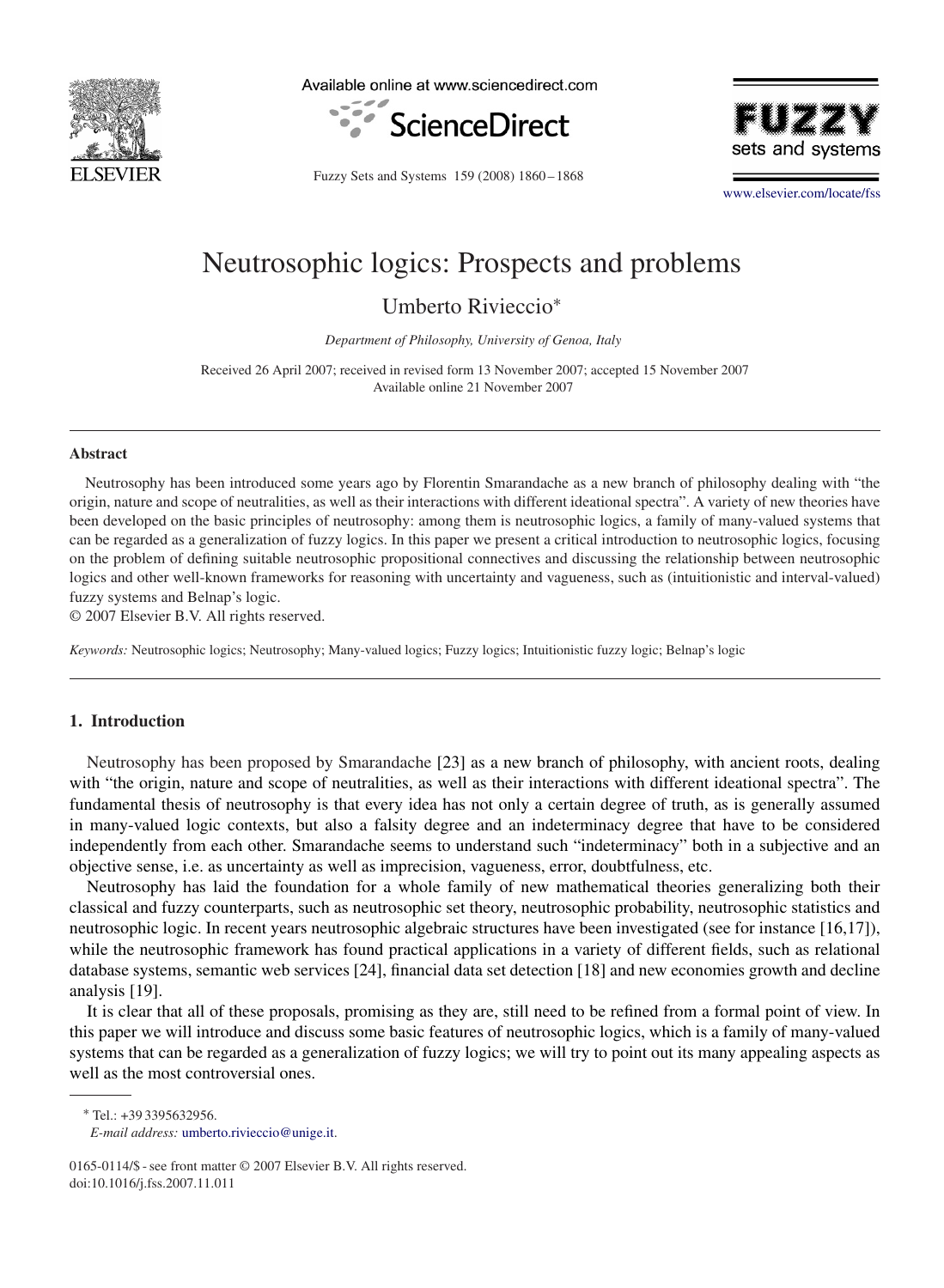# Neutrosophic logics: Prospects and problems

Umberto Rivieccio*

*Department of Philosophy, University of Genoa, Italy*

Received 26 April 2007; received in revised form 13 November 2007; accepted 15 November 2007
Available online 21 November 2007

---

## Abstract

Neutrosophy has been introduced some years ago by Florentin Smarandache as a new branch of philosophy dealing with "the origin, nature and scope of neutralities, as well as their interactions with different ideational spectra". A variety of new theories have been developed on the basic principles of neutrosophy: among them is neutrosophic logics, a family of many-valued systems that can be regarded as a generalization of fuzzy logics. In this paper we present a critical introduction to neutrosophic logics, focusing on the problem of defining suitable neutrosophic propositional connectives and discussing the relationship between neutrosophic logics and other well-known frameworks for reasoning with uncertainty and vagueness, such as (intuitionistic and interval-valued) fuzzy systems and Belnap's logic.

© 2007 Elsevier B.V. All rights reserved.

*Keywords:* Neutrosophic logics; Neutrosophy; Many-valued logics; Fuzzy logics; Intuitionistic fuzzy logic; Belnap's logic

---

## 1. Introduction

Neutrosophy has been proposed by Smarandache [23] as a new branch of philosophy, with ancient roots, dealing with "the origin, nature and scope of neutralities, as well as their interactions with different ideational spectra". The fundamental thesis of neutrosophy is that every idea has not only a certain degree of truth, as is generally assumed in many-valued logic contexts, but also a falsity degree and an indeterminacy degree that have to be considered independently from each other. Smarandache seems to understand such "indeterminacy" both in a subjective and an objective sense, i.e. as uncertainty as well as imprecision, vagueness, error, doubtfulness, etc.

Neutrosophy has laid the foundation for a whole family of new mathematical theories generalizing both their classical and fuzzy counterparts, such as neutrosophic set theory, neutrosophic probability, neutrosophic statistics and neutrosophic logic. In recent years neutrosophic algebraic structures have been investigated (see for instance [16,17]), while the neutrosophic framework has found practical applications in a variety of different fields, such as relational database systems, semantic web services [24], financial data set detection [18] and new economies growth and decline analysis [19].

It is clear that all of these proposals, promising as they are, still need to be refined from a formal point of view. In this paper we will introduce and discuss some basic features of neutrosophic logics, which is a family of many-valued systems that can be regarded as a generalization of fuzzy logics; we will try to point out its many appealing aspects as well as the most controversial ones.

---

* Tel.: +39 3395632956.
*E-mail address:* umberto.rivieccio@unige.it.

0165-0114/$ - see front matter © 2007 Elsevier B.V. All rights reserved.
doi:10.1016/j.fss.2007.11.011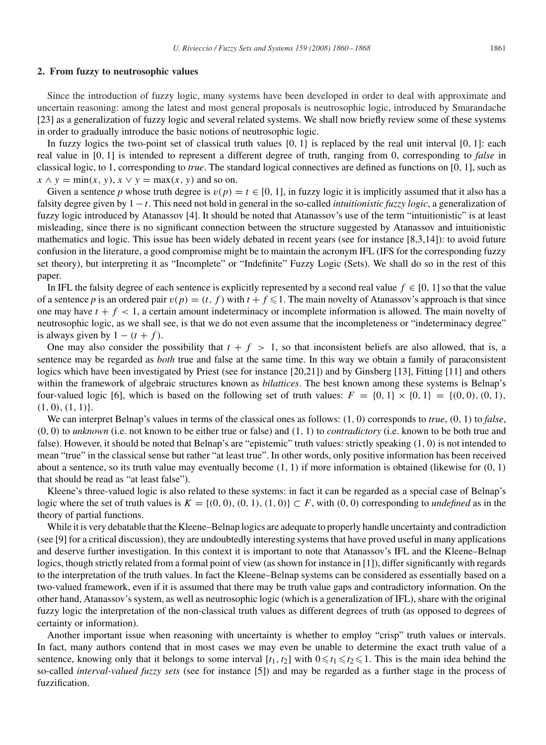## 2. From fuzzy to neutrosophic values

Since the introduction of fuzzy logic, many systems have been developed in order to deal with approximate and uncertain reasoning: among the latest and most general proposals is neutrosophic logic, introduced by Smarandache [23] as a generalization of fuzzy logic and several related systems. We shall now briefly review some of these systems in order to gradually introduce the basic notions of neutrosophic logic.

In fuzzy logics the two-point set of classical truth values $\{0, 1\}$ is replaced by the real unit interval $[0, 1]$: each real value in $[0, 1]$ is intended to represent a different degree of truth, ranging from 0, corresponding to *false* in classical logic, to 1, corresponding to *true*. The standard logical connectives are defined as functions on $[0, 1]$, such as $x \wedge y = \min(x, y)$, $x \vee y = \max(x, y)$ and so on.

Given a sentence $p$ whose truth degree is $v(p) = t \in [0, 1]$, in fuzzy logic it is implicitly assumed that it also has a falsity degree given by $1 - t$. This need not hold in general in the so-called *intuitionistic fuzzy logic*, a generalization of fuzzy logic introduced by Atanassov [4]. It should be noted that Atanassov's use of the term "intuitionistic" is at least misleading, since there is no significant connection between the structure suggested by Atanassov and intuitionistic mathematics and logic. This issue has been widely debated in recent years (see for instance [8,3,14]): to avoid future confusion in the literature, a good compromise might be to maintain the acronym IFL (IFS for the corresponding fuzzy set theory), but interpreting it as "Incomplete" or "Indefinite" Fuzzy Logic (Sets). We shall do so in the rest of this paper.

In IFL the falsity degree of each sentence is explicitly represented by a second real value $f \in [0, 1]$ so that the value of a sentence $p$ is an ordered pair $v(p) = (t, f)$ with $t + f \leqslant 1$. The main novelty of Atanassov's approach is that since one may have $t + f < 1$, a certain amount indeterminacy or incomplete information is allowed. The main novelty of neutrosophic logic, as we shall see, is that we do not even assume that the incompleteness or "indeterminacy degree" is always given by $1 - (t + f)$.

One may also consider the possibility that $t + f > 1$, so that inconsistent beliefs are also allowed, that is, a sentence may be regarded as *both* true and false at the same time. In this way we obtain a family of paraconsistent logics which have been investigated by Priest (see for instance [20,21]) and by Ginsberg [13], Fitting [11] and others within the framework of algebraic structures known as *bilattices*. The best known among these systems is Belnap's four-valued logic [6], which is based on the following set of truth values: $F = \{0, 1\} \times \{0, 1\} = \{(0, 0), (0, 1), (1, 0), (1, 1)\}$.

We can interpret Belnap's values in terms of the classical ones as follows: $(1, 0)$ corresponds to *true*, $(0, 1)$ to *false*, $(0, 0)$ to *unknown* (i.e. not known to be either true or false) and $(1, 1)$ to *contradictory* (i.e. known to be both true and false). However, it should be noted that Belnap's are "epistemic" truth values: strictly speaking $(1, 0)$ is not intended to mean "true" in the classical sense but rather "at least true". In other words, only positive information has been received about a sentence, so its truth value may eventually become $(1, 1)$ if more information is obtained (likewise for $(0, 1)$ that should be read as "at least false").

Kleene's three-valued logic is also related to these systems: in fact it can be regarded as a special case of Belnap's logic where the set of truth values is $K = \{(0, 0), (0, 1), (1, 0)\} \subset F$, with $(0, 0)$ corresponding to *undefined* as in the theory of partial functions.

While it is very debatable that the Kleene–Belnap logics are adequate to properly handle uncertainty and contradiction (see [9] for a critical discussion), they are undoubtedly interesting systems that have proved useful in many applications and deserve further investigation. In this context it is important to note that Atanassov's IFL and the Kleene–Belnap logics, though strictly related from a formal point of view (as shown for instance in [1]), differ significantly with regards to the interpretation of the truth values. In fact the Kleene–Belnap systems can be considered as essentially based on a two-valued framework, even if it is assumed that there may be truth value gaps and contradictory information. On the other hand, Atanassov's system, as well as neutrosophic logic (which is a generalization of IFL), share with the original fuzzy logic the interpretation of the non-classical truth values as different degrees of truth (as opposed to degrees of certainty or information).

Another important issue when reasoning with uncertainty is whether to employ "crisp" truth values or intervals. In fact, many authors contend that in most cases we may even be unable to determine the exact truth value of a sentence, knowing only that it belongs to some interval $[t_1, t_2]$ with $0 \leqslant t_1 \leqslant t_2 \leqslant 1$. This is the main idea behind the so-called *interval-valued fuzzy sets* (see for instance [5]) and may be regarded as a further stage in the process of fuzzification.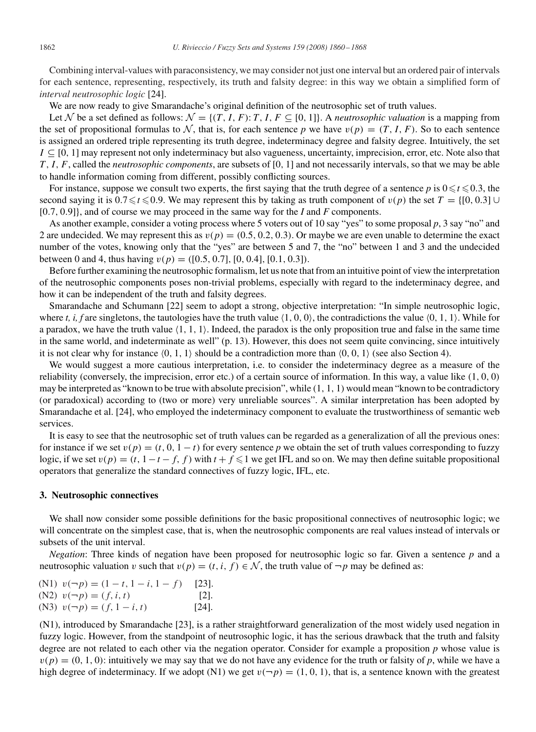Combining interval-values with paraconsistency, we may consider not just one interval but an ordered pair of intervals for each sentence, representing, respectively, its truth and falsity degree: in this way we obtain a simplified form of *interval neutrosophic logic* [24].

We are now ready to give Smarandache's original definition of the neutrosophic set of truth values.

Let $\mathcal{N}$ be a set defined as follows: $\mathcal{N} = \{(T, I, F): T, I, F \subseteq [0, 1]\}$. A *neutrosophic valuation* is a mapping from the set of propositional formulas to $\mathcal{N}$, that is, for each sentence $p$ we have $v(p) = (T, I, F)$. So to each sentence is assigned an ordered triple representing its truth degree, indeterminacy degree and falsity degree. Intuitively, the set $I \subseteq [0, 1]$ may represent not only indeterminacy but also vagueness, uncertainty, imprecision, error, etc. Note also that $T, I, F$, called the *neutrosophic components*, are subsets of [0, 1] and not necessarily intervals, so that we may be able to handle information coming from different, possibly conflicting sources.

For instance, suppose we consult two experts, the first saying that the truth degree of a sentence $p$ is $0 \leqslant t \leqslant 0.3$, the second saying it is $0.7 \leqslant t \leqslant 0.9$. We may represent this by taking as truth component of $v(p)$ the set $T = \{[0, 0.3] \cup [0.7, 0.9]\}$, and of course we may proceed in the same way for the $I$ and $F$ components.

As another example, consider a voting process where 5 voters out of 10 say "yes" to some proposal $p$, 3 say "no" and 2 are undecided. We may represent this as $v(p) = (0.5, 0.2, 0.3)$. Or maybe we are even unable to determine the exact number of the votes, knowing only that the "yes" are between 5 and 7, the "no" between 1 and 3 and the undecided between 0 and 4, thus having $v(p) = ([0.5, 0.7], [0, 0.4], [0.1, 0.3])$.

Before further examining the neutrosophic formalism, let us note that from an intuitive point of view the interpretation of the neutrosophic components poses non-trivial problems, especially with regard to the indeterminacy degree, and how it can be independent of the truth and falsity degrees.

Smarandache and Schumann [22] seem to adopt a strong, objective interpretation: "In simple neutrosophic logic, where *t, i, f* are singletons, the tautologies have the truth value $\langle 1, 0, 0\rangle$, the contradictions the value $\langle 0, 1, 1\rangle$. While for a paradox, we have the truth value $\langle 1, 1, 1\rangle$. Indeed, the paradox is the only proposition true and false in the same time in the same world, and indeterminate as well" (p. 13). However, this does not seem quite convincing, since intuitively it is not clear why for instance $\langle 0, 1, 1\rangle$ should be a contradiction more than $\langle 0, 0, 1\rangle$ (see also Section 4).

We would suggest a more cautious interpretation, i.e. to consider the indeterminacy degree as a measure of the reliability (conversely, the imprecision, error etc.) of a certain source of information. In this way, a value like $(1, 0, 0)$ may be interpreted as "known to be true with absolute precision", while $(1, 1, 1)$ would mean "known to be contradictory (or paradoxical) according to (two or more) very unreliable sources". A similar interpretation has been adopted by Smarandache et al. [24], who employed the indeterminacy component to evaluate the trustworthiness of semantic web services.

It is easy to see that the neutrosophic set of truth values can be regarded as a generalization of all the previous ones: for instance if we set $v(p) = (t, 0, 1 - t)$ for every sentence $p$ we obtain the set of truth values corresponding to fuzzy logic, if we set $v(p) = (t, 1 - t - f, f)$ with $t + f \leqslant 1$ we get IFL and so on. We may then define suitable propositional operators that generalize the standard connectives of fuzzy logic, IFL, etc.

### 3. Neutrosophic connectives

We shall now consider some possible definitions for the basic propositional connectives of neutrosophic logic; we will concentrate on the simplest case, that is, when the neutrosophic components are real values instead of intervals or subsets of the unit interval.

*Negation*: Three kinds of negation have been proposed for neutrosophic logic so far. Given a sentence $p$ and a neutrosophic valuation $v$ such that $v(p) = (t, i, f) \in \mathcal{N}$, the truth value of $\neg p$ may be defined as:

(N1) $v(\neg p) = (1 - t, 1 - i, 1 - f)$ [23].
(N2) $v(\neg p) = (f, i, t)$ [2].
(N3) $v(\neg p) = (f, 1 - i, t)$ [24].

(N1), introduced by Smarandache [23], is a rather straightforward generalization of the most widely used negation in fuzzy logic. However, from the standpoint of neutrosophic logic, it has the serious drawback that the truth and falsity degree are not related to each other via the negation operator. Consider for example a proposition $p$ whose value is $v(p) = (0, 1, 0)$: intuitively we may say that we do not have any evidence for the truth or falsity of $p$, while we have a high degree of indeterminacy. If we adopt (N1) we get $v(\neg p) = (1, 0, 1)$, that is, a sentence known with the greatest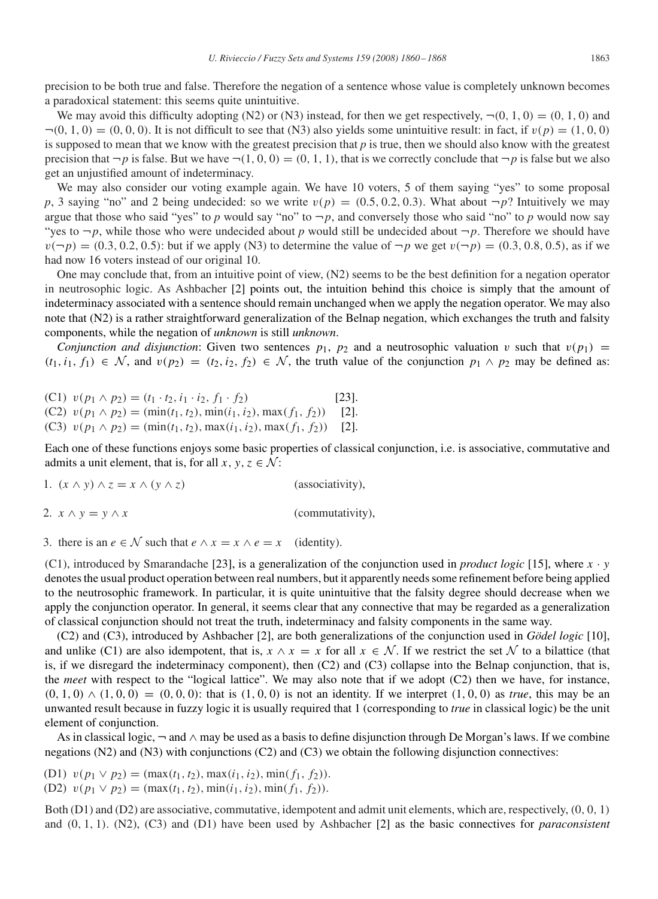precision to be both true and false. Therefore the negation of a sentence whose value is completely unknown becomes a paradoxical statement: this seems quite unintuitive.

We may avoid this difficulty adopting (N2) or (N3) instead, for then we get respectively, $\neg(0, 1, 0) = (0, 1, 0)$ and $\neg(0, 1, 0) = (0, 0, 0)$. It is not difficult to see that (N3) also yields some unintuitive result: in fact, if $v(p) = (1, 0, 0)$ is supposed to mean that we know with the greatest precision that $p$ is true, then we should also know with the greatest precision that $\neg p$ is false. But we have $\neg(1, 0, 0) = (0, 1, 1)$, that is we correctly conclude that $\neg p$ is false but we also get an unjustified amount of indeterminacy.

We may also consider our voting example again. We have 10 voters, 5 of them saying "yes" to some proposal $p$, 3 saying "no" and 2 being undecided: so we write $v(p) = (0.5, 0.2, 0.3)$. What about $\neg p$? Intuitively we may argue that those who said "yes" to $p$ would say "no" to $\neg p$, and conversely those who said "no" to $p$ would now say "yes to $\neg p$, while those who were undecided about $p$ would still be undecided about $\neg p$. Therefore we should have $v(\neg p) = (0.3, 0.2, 0.5)$: but if we apply (N3) to determine the value of $\neg p$ we get $v(\neg p) = (0.3, 0.8, 0.5)$, as if we had now 16 voters instead of our original 10.

One may conclude that, from an intuitive point of view, (N2) seems to be the best definition for a negation operator in neutrosophic logic. As Ashbacher [2] points out, the intuition behind this choice is simply that the amount of indeterminacy associated with a sentence should remain unchanged when we apply the negation operator. We may also note that (N2) is a rather straightforward generalization of the Belnap negation, which exchanges the truth and falsity components, while the negation of *unknown* is still *unknown*.

*Conjunction and disjunction*: Given two sentences $p_1$, $p_2$ and a neutrosophic valuation $v$ such that $v(p_1) = (t_1, i_1, f_1) \in \mathcal{N}$, and $v(p_2) = (t_2, i_2, f_2) \in \mathcal{N}$, the truth value of the conjunction $p_1 \wedge p_2$ may be defined as:

(C1) $v(p_1 \wedge p_2) = (t_1 \cdot t_2, i_1 \cdot i_2, f_1 \cdot f_2)$ [23].
(C2) $v(p_1 \wedge p_2) = (\min(t_1, t_2), \min(i_1, i_2), \max(f_1, f_2))$ [2].
(C3) $v(p_1 \wedge p_2) = (\min(t_1, t_2), \max(i_1, i_2), \max(f_1, f_2))$ [2].

Each one of these functions enjoys some basic properties of classical conjunction, i.e. is associative, commutative and admits a unit element, that is, for all $x, y, z \in \mathcal{N}$:

1. $(x \wedge y) \wedge z = x \wedge (y \wedge z)$ (associativity),
2. $x \wedge y = y \wedge x$ (commutativity),
3. there is an $e \in \mathcal{N}$ such that $e \wedge x = x \wedge e = x$ (identity).

(C1), introduced by Smarandache [23], is a generalization of the conjunction used in *product logic* [15], where $x \cdot y$ denotes the usual product operation between real numbers, but it apparently needs some refinement before being applied to the neutrosophic framework. In particular, it is quite unintuitive that the falsity degree should decrease when we apply the conjunction operator. In general, it seems clear that any connective that may be regarded as a generalization of classical conjunction should not treat the truth, indeterminacy and falsity components in the same way.

(C2) and (C3), introduced by Ashbacher [2], are both generalizations of the conjunction used in *Gödel logic* [10], and unlike (C1) are also idempotent, that is, $x \wedge x = x$ for all $x \in \mathcal{N}$. If we restrict the set $\mathcal{N}$ to a bilattice (that is, if we disregard the indeterminacy component), then (C2) and (C3) collapse into the Belnap conjunction, that is, the *meet* with respect to the "logical lattice". We may also note that if we adopt (C2) then we have, for instance, $(0, 1, 0) \wedge (1, 0, 0) = (0, 0, 0)$: that is $(1, 0, 0)$ is not an identity. If we interpret $(1, 0, 0)$ as *true*, this may be an unwanted result because in fuzzy logic it is usually required that 1 (corresponding to *true* in classical logic) be the unit element of conjunction.

As in classical logic, $\neg$ and $\wedge$ may be used as a basis to define disjunction through De Morgan's laws. If we combine negations (N2) and (N3) with conjunctions (C2) and (C3) we obtain the following disjunction connectives:

(D1) $v(p_1 \vee p_2) = (\max(t_1, t_2), \max(i_1, i_2), \min(f_1, f_2))$.
(D2) $v(p_1 \vee p_2) = (\max(t_1, t_2), \min(i_1, i_2), \min(f_1, f_2))$.

Both (D1) and (D2) are associative, commutative, idempotent and admit unit elements, which are, respectively, $(0, 0, 1)$ and $(0, 1, 1)$. (N2), (C3) and (D1) have been used by Ashbacher [2] as the basic connectives for *paraconsistent*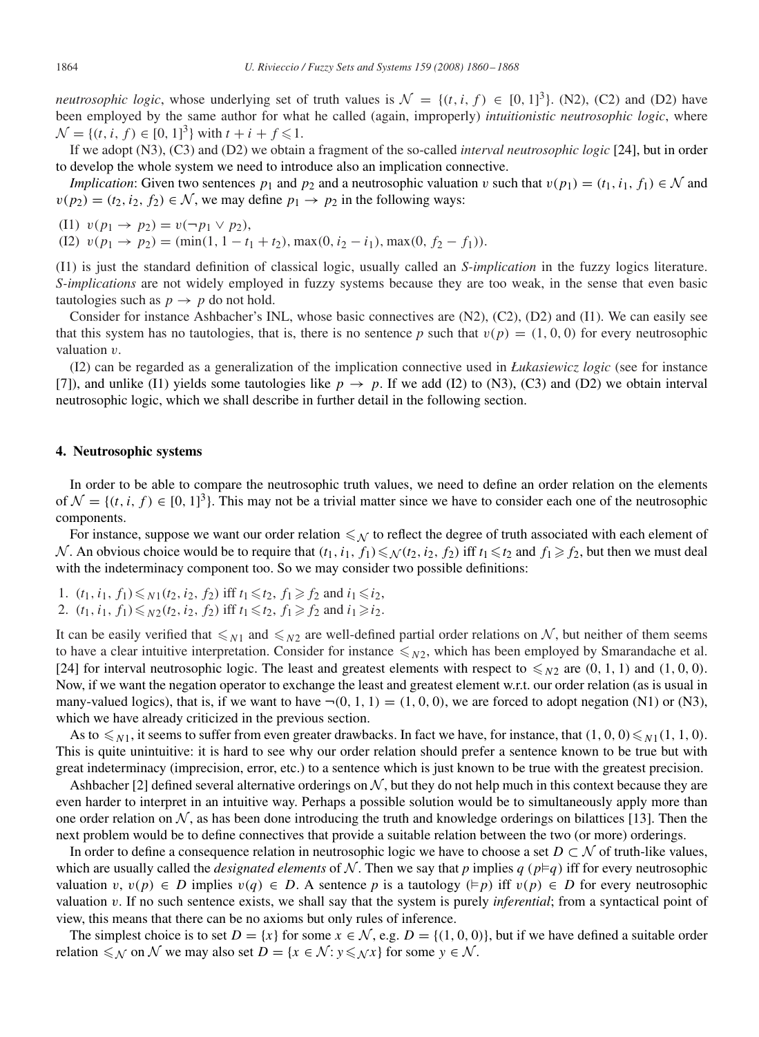*neutrosophic logic*, whose underlying set of truth values is $\mathcal{N} = \{(t, i, f) \in [0, 1]^3\}$. (N2), (C2) and (D2) have been employed by the same author for what he called (again, improperly) *intuitionistic neutrosophic logic*, where $\mathcal{N} = \{(t, i, f) \in [0, 1]^3\}$ with $t + i + f \leqslant 1$.

If we adopt (N3), (C3) and (D2) we obtain a fragment of the so-called *interval neutrosophic logic* [24], but in order to develop the whole system we need to introduce also an implication connective.

*Implication*: Given two sentences $p_1$ and $p_2$ and a neutrosophic valuation $v$ such that $v(p_1) = (t_1, i_1, f_1) \in \mathcal{N}$ and $v(p_2) = (t_2, i_2, f_2) \in \mathcal{N}$, we may define $p_1 \to p_2$ in the following ways:

(I1) $v(p_1 \to p_2) = v(\neg p_1 \vee p_2)$,

(I2) $v(p_1 \to p_2) = (\min(1, 1 - t_1 + t_2), \max(0, i_2 - i_1), \max(0, f_2 - f_1))$.

(I1) is just the standard definition of classical logic, usually called an *S-implication* in the fuzzy logics literature. *S-implications* are not widely employed in fuzzy systems because they are too weak, in the sense that even basic tautologies such as $p \to p$ do not hold.

Consider for instance Ashbacher's INL, whose basic connectives are (N2), (C2), (D2) and (I1). We can easily see that this system has no tautologies, that is, there is no sentence $p$ such that $v(p) = (1, 0, 0)$ for every neutrosophic valuation $v$.

(I2) can be regarded as a generalization of the implication connective used in *Łukasiewicz logic* (see for instance [7]), and unlike (I1) yields some tautologies like $p \to p$. If we add (I2) to (N3), (C3) and (D2) we obtain interval neutrosophic logic, which we shall describe in further detail in the following section.

## 4. Neutrosophic systems

In order to be able to compare the neutrosophic truth values, we need to define an order relation on the elements of $\mathcal{N} = \{(t, i, f) \in [0, 1]^3\}$. This may not be a trivial matter since we have to consider each one of the neutrosophic components.

For instance, suppose we want our order relation $\leqslant_{\mathcal{N}}$ to reflect the degree of truth associated with each element of $\mathcal{N}$. An obvious choice would be to require that $(t_1, i_1, f_1) \leqslant_{\mathcal{N}} (t_2, i_2, f_2)$ iff $t_1 \leqslant t_2$ and $f_1 \geqslant f_2$, but then we must deal with the indeterminacy component too. So we may consider two possible definitions:

1. $(t_1, i_1, f_1) \leqslant_{N1} (t_2, i_2, f_2)$ iff $t_1 \leqslant t_2$, $f_1 \geqslant f_2$ and $i_1 \leqslant i_2$,
2. $(t_1, i_1, f_1) \leqslant_{N2} (t_2, i_2, f_2)$ iff $t_1 \leqslant t_2$, $f_1 \geqslant f_2$ and $i_1 \geqslant i_2$.

It can be easily verified that $\leqslant_{N1}$ and $\leqslant_{N2}$ are well-defined partial order relations on $\mathcal{N}$, but neither of them seems to have a clear intuitive interpretation. Consider for instance $\leqslant_{N2}$, which has been employed by Smarandache et al. [24] for interval neutrosophic logic. The least and greatest elements with respect to $\leqslant_{N2}$ are $(0, 1, 1)$ and $(1, 0, 0)$. Now, if we want the negation operator to exchange the least and greatest element w.r.t. our order relation (as is usual in many-valued logics), that is, if we want to have $\neg(0, 1, 1) = (1, 0, 0)$, we are forced to adopt negation (N1) or (N3), which we have already criticized in the previous section.

As to $\leqslant_{N1}$, it seems to suffer from even greater drawbacks. In fact we have, for instance, that $(1, 0, 0) \leqslant_{N1} (1, 1, 0)$. This is quite unintuitive: it is hard to see why our order relation should prefer a sentence known to be true but with great indeterminacy (imprecision, error, etc.) to a sentence which is just known to be true with the greatest precision.

Ashbacher [2] defined several alternative orderings on $\mathcal{N}$, but they do not help much in this context because they are even harder to interpret in an intuitive way. Perhaps a possible solution would be to simultaneously apply more than one order relation on $\mathcal{N}$, as has been done introducing the truth and knowledge orderings on bilattices [13]. Then the next problem would be to define connectives that provide a suitable relation between the two (or more) orderings.

In order to define a consequence relation in neutrosophic logic we have to choose a set $D \subset \mathcal{N}$ of truth-like values, which are usually called the *designated elements* of $\mathcal{N}$. Then we say that $p$ implies $q$ ($p \vDash q$) iff for every neutrosophic valuation $v$, $v(p) \in D$ implies $v(q) \in D$. A sentence $p$ is a tautology ($\vDash p$) iff $v(p) \in D$ for every neutrosophic valuation $v$. If no such sentence exists, we shall say that the system is purely *inferential*; from a syntactical point of view, this means that there can be no axioms but only rules of inference.

The simplest choice is to set $D = \{x\}$ for some $x \in \mathcal{N}$, e.g. $D = \{(1, 0, 0)\}$, but if we have defined a suitable order relation $\leqslant_{\mathcal{N}}$ on $\mathcal{N}$ we may also set $D = \{x \in \mathcal{N} : y \leqslant_{\mathcal{N}} x\}$ for some $y \in \mathcal{N}$.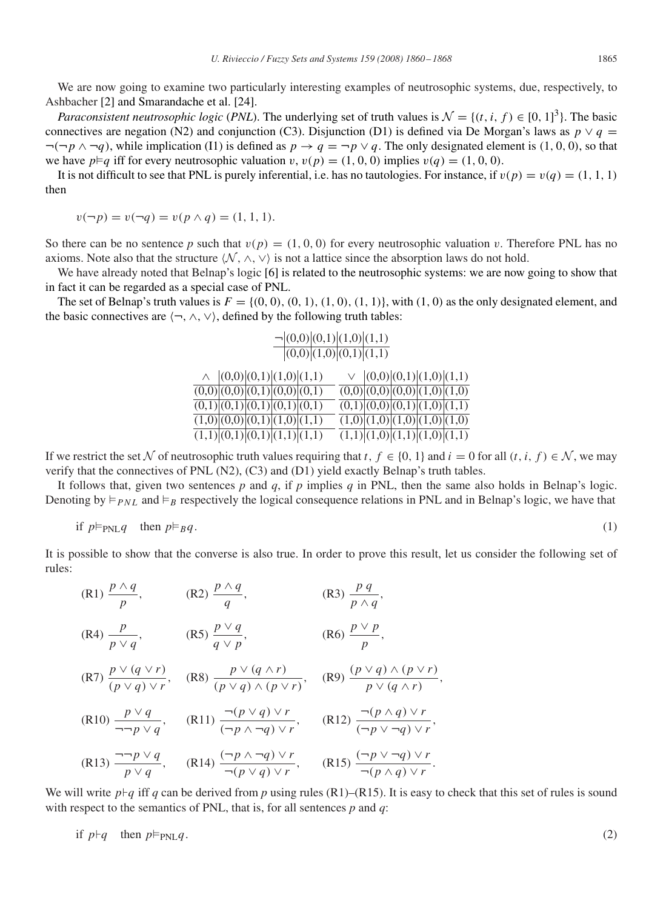We are now going to examine two particularly interesting examples of neutrosophic systems, due, respectively, to Ashbacher [2] and Smarandache et al. [24].

*Paraconsistent neutrosophic logic* (*PNL*). The underlying set of truth values is $\mathcal{N} = \{(t, i, f) \in [0, 1]^3\}$. The basic connectives are negation (N2) and conjunction (C3). Disjunction (D1) is defined via De Morgan's laws as $p \vee q = \neg(\neg p \wedge \neg q)$, while implication (I1) is defined as $p \to q = \neg p \vee q$. The only designated element is $(1, 0, 0)$, so that we have $p \vDash q$ iff for every neutrosophic valuation $v$, $v(p) = (1, 0, 0)$ implies $v(q) = (1, 0, 0)$.

It is not difficult to see that PNL is purely inferential, i.e. has no tautologies. For instance, if $v(p) = v(q) = (1, 1, 1)$ then

$$v(\neg p) = v(\neg q) = v(p \wedge q) = (1, 1, 1).$$

So there can be no sentence $p$ such that $v(p) = (1, 0, 0)$ for every neutrosophic valuation $v$. Therefore PNL has no axioms. Note also that the structure $\langle \mathcal{N}, \wedge, \vee \rangle$ is not a lattice since the absorption laws do not hold.

We have already noted that Belnap's logic [6] is related to the neutrosophic systems: we are now going to show that in fact it can be regarded as a special case of PNL.

The set of Belnap's truth values is $F = \{(0, 0), (0, 1), (1, 0), (1, 1)\}$, with $(1, 0)$ as the only designated element, and the basic connectives are $\langle \neg, \wedge, \vee \rangle$, defined by the following truth tables:

| $\neg$ | (0,0) | (0,1) | (1,0) | (1,1) |
|---|---|---|---|---|
| | (0,0) | (1,0) | (0,1) | (1,1) |

| $\wedge$ | (0,0) | (0,1) | (1,0) | (1,1) |
|---|---|---|---|---|
| (0,0) | (0,0) | (0,1) | (0,0) | (0,1) |
| (0,1) | (0,1) | (0,1) | (0,1) | (0,1) |
| (1,0) | (0,0) | (0,1) | (1,0) | (1,1) |
| (1,1) | (0,1) | (0,1) | (1,1) | (1,1) |

| $\vee$ | (0,0) | (0,1) | (1,0) | (1,1) |
|---|---|---|---|---|
| (0,0) | (0,0) | (0,0) | (1,0) | (1,0) |
| (0,1) | (0,0) | (0,1) | (1,0) | (1,1) |
| (1,0) | (1,0) | (1,0) | (1,0) | (1,0) |
| (1,1) | (1,0) | (1,1) | (1,0) | (1,1) |

If we restrict the set $\mathcal{N}$ of neutrosophic truth values requiring that $t, f \in \{0, 1\}$ and $i = 0$ for all $(t, i, f) \in \mathcal{N}$, we may verify that the connectives of PNL (N2), (C3) and (D1) yield exactly Belnap's truth tables.

It follows that, given two sentences $p$ and $q$, if $p$ implies $q$ in PNL, then the same also holds in Belnap's logic. Denoting by $\vDash_{PNL}$ and $\vDash_B$ respectively the logical consequence relations in PNL and in Belnap's logic, we have that

$$\text{if } p \vDash_{\text{PNL}} q \quad \text{then } p \vDash_B q. \tag{1}$$

It is possible to show that the converse is also true. In order to prove this result, let us consider the following set of rules:

$$\text{(R1) } \frac{p \wedge q}{p}, \qquad \text{(R2) } \frac{p \wedge q}{q}, \qquad \text{(R3) } \frac{p \; q}{p \wedge q},$$

$$\text{(R4) } \frac{p}{p \vee q}, \qquad \text{(R5) } \frac{p \vee q}{q \vee p}, \qquad \text{(R6) } \frac{p \vee p}{p},$$

$$\text{(R7) } \frac{p \vee (q \vee r)}{(p \vee q) \vee r}, \qquad \text{(R8) } \frac{p \vee (q \wedge r)}{(p \vee q) \wedge (p \vee r)}, \qquad \text{(R9) } \frac{(p \vee q) \wedge (p \vee r)}{p \vee (q \wedge r)},$$

$$\text{(R10) } \frac{p \vee q}{\neg\neg p \vee q}, \qquad \text{(R11) } \frac{\neg(p \vee q) \vee r}{(\neg p \wedge \neg q) \vee r}, \qquad \text{(R12) } \frac{\neg(p \wedge q) \vee r}{(\neg p \vee \neg q) \vee r},$$

$$\text{(R13) } \frac{\neg\neg p \vee q}{p \vee q}, \qquad \text{(R14) } \frac{(\neg p \wedge \neg q) \vee r}{\neg(p \vee q) \vee r}, \qquad \text{(R15) } \frac{(\neg p \vee \neg q) \vee r}{\neg(p \wedge q) \vee r}.$$

We will write $p \vdash q$ iff $q$ can be derived from $p$ using rules (R1)–(R15). It is easy to check that this set of rules is sound with respect to the semantics of PNL, that is, for all sentences $p$ and $q$:

$$\text{if } p \vdash q \quad \text{then } p \vDash_{\text{PNL}} q. \tag{2}$$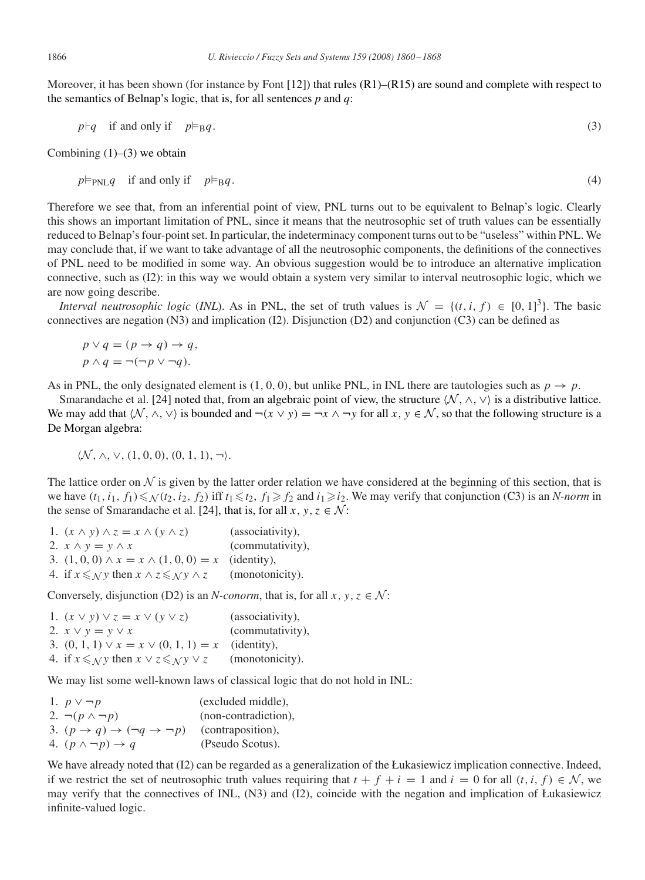Moreover, it has been shown (for instance by Font [12]) that rules (R1)–(R15) are sound and complete with respect to the semantics of Belnap's logic, that is, for all sentences $p$ and $q$:

$$p \vdash q \quad \text{if and only if} \quad p \vDash_{\mathrm{B}} q. \tag{3}$$

Combining (1)–(3) we obtain

$$p \vDash_{\mathrm{PNL}} q \quad \text{if and only if} \quad p \vDash_{\mathrm{B}} q. \tag{4}$$

Therefore we see that, from an inferential point of view, PNL turns out to be equivalent to Belnap's logic. Clearly this shows an important limitation of PNL, since it means that the neutrosophic set of truth values can be essentially reduced to Belnap's four-point set. In particular, the indeterminacy component turns out to be "useless" within PNL. We may conclude that, if we want to take advantage of all the neutrosophic components, the definitions of the connectives of PNL need to be modified in some way. An obvious suggestion would be to introduce an alternative implication connective, such as (I2): in this way we would obtain a system very similar to interval neutrosophic logic, which we are now going describe.

*Interval neutrosophic logic* (*INL*). As in PNL, the set of truth values is $\mathcal{N} = \{(t, i, f) \in [0, 1]^3\}$. The basic connectives are negation (N3) and implication (I2). Disjunction (D2) and conjunction (C3) can be defined as

$$p \vee q = (p \to q) \to q,$$
$$p \wedge q = \neg(\neg p \vee \neg q).$$

As in PNL, the only designated element is $(1, 0, 0)$, but unlike PNL, in INL there are tautologies such as $p \to p$.

Smarandache et al. [24] noted that, from an algebraic point of view, the structure $\langle \mathcal{N}, \wedge, \vee \rangle$ is a distributive lattice. We may add that $\langle \mathcal{N}, \wedge, \vee \rangle$ is bounded and $\neg(x \vee y) = \neg x \wedge \neg y$ for all $x, y \in \mathcal{N}$, so that the following structure is a De Morgan algebra:

$$\langle \mathcal{N}, \wedge, \vee, (1, 0, 0), (0, 1, 1), \neg \rangle.$$

The lattice order on $\mathcal{N}$ is given by the latter order relation we have considered at the beginning of this section, that is we have $(t_1, i_1, f_1) \leqslant_{\mathcal{N}} (t_2, i_2, f_2)$ iff $t_1 \leqslant t_2$, $f_1 \geqslant f_2$ and $i_1 \geqslant i_2$. We may verify that conjunction (C3) is an *N-norm* in the sense of Smarandache et al. [24], that is, for all $x, y, z \in \mathcal{N}$:

1. $(x \wedge y) \wedge z = x \wedge (y \wedge z)$ (associativity),
2. $x \wedge y = y \wedge x$ (commutativity),
3. $(1, 0, 0) \wedge x = x \wedge (1, 0, 0) = x$ (identity),
4. if $x \leqslant_{\mathcal{N}} y$ then $x \wedge z \leqslant_{\mathcal{N}} y \wedge z$ (monotonicity).

Conversely, disjunction (D2) is an *N-conorm*, that is, for all $x, y, z \in \mathcal{N}$:

1. $(x \vee y) \vee z = x \vee (y \vee z)$ (associativity),
2. $x \vee y = y \vee x$ (commutativity),
3. $(0, 1, 1) \vee x = x \vee (0, 1, 1) = x$ (identity),
4. if $x \leqslant_{\mathcal{N}} y$ then $x \vee z \leqslant_{\mathcal{N}} y \vee z$ (monotonicity).

We may list some well-known laws of classical logic that do not hold in INL:

1. $p \vee \neg p$ (excluded middle),
2. $\neg(p \wedge \neg p)$ (non-contradiction),
3. $(p \to q) \to (\neg q \to \neg p)$ (contraposition),
4. $(p \wedge \neg p) \to q$ (Pseudo Scotus).

We have already noted that (I2) can be regarded as a generalization of the Łukasiewicz implication connective. Indeed, if we restrict the set of neutrosophic truth values requiring that $t + f + i = 1$ and $i = 0$ for all $(t, i, f) \in \mathcal{N}$, we may verify that the connectives of INL, (N3) and (I2), coincide with the negation and implication of Łukasiewicz infinite-valued logic.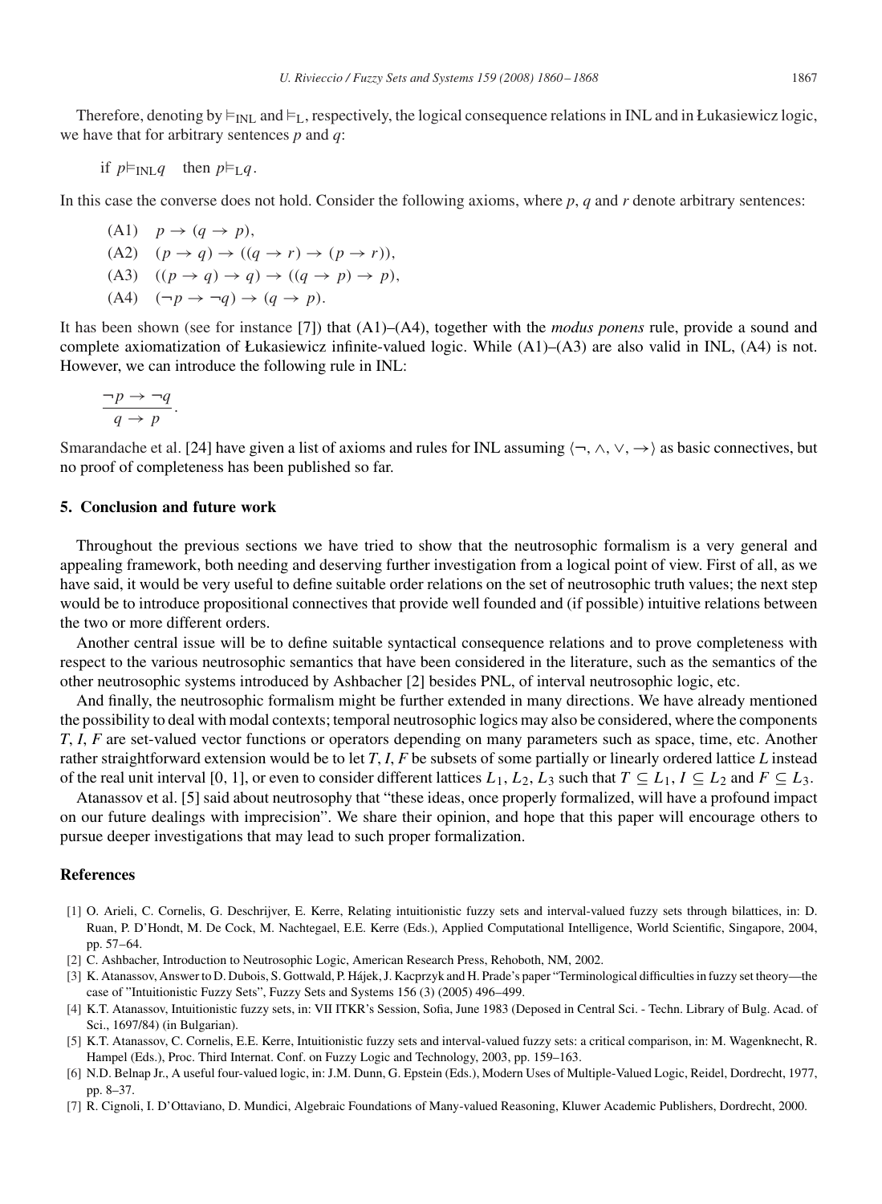Therefore, denoting by $\models_{\text{INL}}$ and $\models_{\text{L}}$, respectively, the logical consequence relations in INL and in Łukasiewicz logic, we have that for arbitrary sentences $p$ and $q$:

$$\text{if } p \models_{\text{INL}} q \quad \text{then } p \models_{\text{L}} q.$$

In this case the converse does not hold. Consider the following axioms, where $p$, $q$ and $r$ denote arbitrary sentences:

(A1) $p \to (q \to p)$,

(A2) $(p \to q) \to ((q \to r) \to (p \to r))$,

(A3) $((p \to q) \to q) \to ((q \to p) \to p)$,

(A4) $(\neg p \to \neg q) \to (q \to p)$.

It has been shown (see for instance [7]) that (A1)–(A4), together with the *modus ponens* rule, provide a sound and complete axiomatization of Łukasiewicz infinite-valued logic. While (A1)–(A3) are also valid in INL, (A4) is not. However, we can introduce the following rule in INL:

$$\frac{\neg p \to \neg q}{q \to p}.$$

Smarandache et al. [24] have given a list of axioms and rules for INL assuming $\langle \neg, \wedge, \vee, \to \rangle$ as basic connectives, but no proof of completeness has been published so far.

## 5. Conclusion and future work

Throughout the previous sections we have tried to show that the neutrosophic formalism is a very general and appealing framework, both needing and deserving further investigation from a logical point of view. First of all, as we have said, it would be very useful to define suitable order relations on the set of neutrosophic truth values; the next step would be to introduce propositional connectives that provide well founded and (if possible) intuitive relations between the two or more different orders.

Another central issue will be to define suitable syntactical consequence relations and to prove completeness with respect to the various neutrosophic semantics that have been considered in the literature, such as the semantics of the other neutrosophic systems introduced by Ashbacher [2] besides PNL, of interval neutrosophic logic, etc.

And finally, the neutrosophic formalism might be further extended in many directions. We have already mentioned the possibility to deal with modal contexts; temporal neutrosophic logics may also be considered, where the components $T$, $I$, $F$ are set-valued vector functions or operators depending on many parameters such as space, time, etc. Another rather straightforward extension would be to let $T$, $I$, $F$ be subsets of some partially or linearly ordered lattice $L$ instead of the real unit interval $[0, 1]$, or even to consider different lattices $L_1$, $L_2$, $L_3$ such that $T \subseteq L_1$, $I \subseteq L_2$ and $F \subseteq L_3$.

Atanassov et al. [5] said about neutrosophy that "these ideas, once properly formalized, will have a profound impact on our future dealings with imprecision". We share their opinion, and hope that this paper will encourage others to pursue deeper investigations that may lead to such proper formalization.

## References

[1] O. Arieli, C. Cornelis, G. Deschrijver, E. Kerre, Relating intuitionistic fuzzy sets and interval-valued fuzzy sets through bilattices, in: D. Ruan, P. D'Hondt, M. De Cock, M. Nachtegael, E.E. Kerre (Eds.), Applied Computational Intelligence, World Scientific, Singapore, 2004, pp. 57–64.

[2] C. Ashbacher, Introduction to Neutrosophic Logic, American Research Press, Rehoboth, NM, 2002.

[3] K. Atanassov, Answer to D. Dubois, S. Gottwald, P. Hájek, J. Kacprzyk and H. Prade's paper "Terminological difficulties in fuzzy set theory—the case of "Intuitionistic Fuzzy Sets", Fuzzy Sets and Systems 156 (3) (2005) 496–499.

[4] K.T. Atanassov, Intuitionistic fuzzy sets, in: VII ITKR's Session, Sofia, June 1983 (Deposed in Central Sci. - Techn. Library of Bulg. Acad. of Sci., 1697/84) (in Bulgarian).

[5] K.T. Atanassov, C. Cornelis, E.E. Kerre, Intuitionistic fuzzy sets and interval-valued fuzzy sets: a critical comparison, in: M. Wagenknecht, R. Hampel (Eds.), Proc. Third Internat. Conf. on Fuzzy Logic and Technology, 2003, pp. 159–163.

[6] N.D. Belnap Jr., A useful four-valued logic, in: J.M. Dunn, G. Epstein (Eds.), Modern Uses of Multiple-Valued Logic, Reidel, Dordrecht, 1977, pp. 8–37.

[7] R. Cignoli, I. D'Ottaviano, D. Mundici, Algebraic Foundations of Many-valued Reasoning, Kluwer Academic Publishers, Dordrecht, 2000.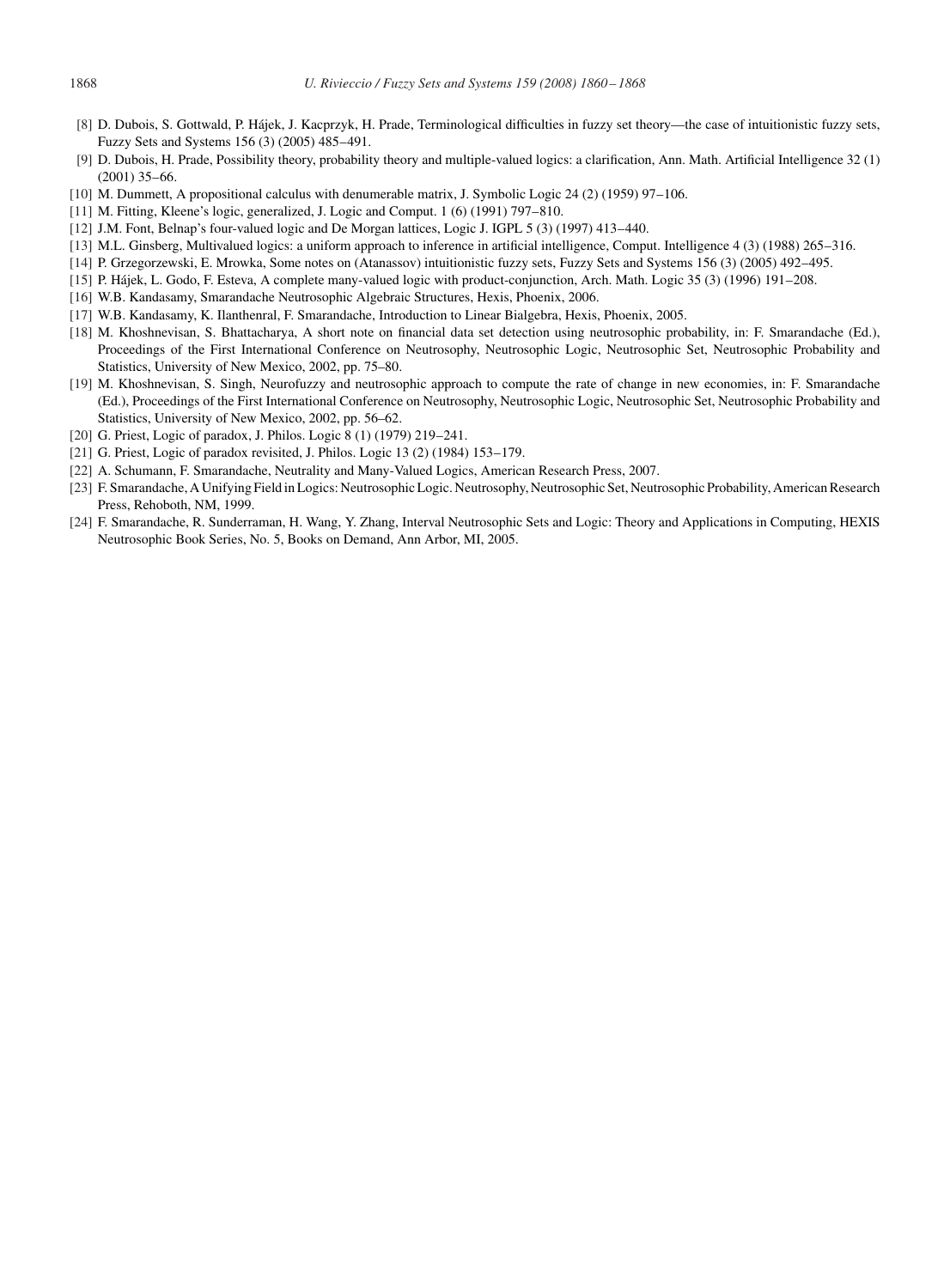[8] D. Dubois, S. Gottwald, P. Hájek, J. Kacprzyk, H. Prade, Terminological difficulties in fuzzy set theory—the case of intuitionistic fuzzy sets, Fuzzy Sets and Systems 156 (3) (2005) 485–491.

[9] D. Dubois, H. Prade, Possibility theory, probability theory and multiple-valued logics: a clarification, Ann. Math. Artificial Intelligence 32 (1) (2001) 35–66.

[10] M. Dummett, A propositional calculus with denumerable matrix, J. Symbolic Logic 24 (2) (1959) 97–106.

[11] M. Fitting, Kleene's logic, generalized, J. Logic and Comput. 1 (6) (1991) 797–810.

[12] J.M. Font, Belnap's four-valued logic and De Morgan lattices, Logic J. IGPL 5 (3) (1997) 413–440.

[13] M.L. Ginsberg, Multivalued logics: a uniform approach to inference in artificial intelligence, Comput. Intelligence 4 (3) (1988) 265–316.

[14] P. Grzegorzewski, E. Mrowka, Some notes on (Atanassov) intuitionistic fuzzy sets, Fuzzy Sets and Systems 156 (3) (2005) 492–495.

[15] P. Hájek, L. Godo, F. Esteva, A complete many-valued logic with product-conjunction, Arch. Math. Logic 35 (3) (1996) 191–208.

[16] W.B. Kandasamy, Smarandache Neutrosophic Algebraic Structures, Hexis, Phoenix, 2006.

[17] W.B. Kandasamy, K. Ilanthenral, F. Smarandache, Introduction to Linear Bialgebra, Hexis, Phoenix, 2005.

[18] M. Khoshnevisan, S. Bhattacharya, A short note on financial data set detection using neutrosophic probability, in: F. Smarandache (Ed.), Proceedings of the First International Conference on Neutrosophy, Neutrosophic Logic, Neutrosophic Set, Neutrosophic Probability and Statistics, University of New Mexico, 2002, pp. 75–80.

[19] M. Khoshnevisan, S. Singh, Neurofuzzy and neutrosophic approach to compute the rate of change in new economies, in: F. Smarandache (Ed.), Proceedings of the First International Conference on Neutrosophy, Neutrosophic Logic, Neutrosophic Set, Neutrosophic Probability and Statistics, University of New Mexico, 2002, pp. 56–62.

[20] G. Priest, Logic of paradox, J. Philos. Logic 8 (1) (1979) 219–241.

[21] G. Priest, Logic of paradox revisited, J. Philos. Logic 13 (2) (1984) 153–179.

[22] A. Schumann, F. Smarandache, Neutrality and Many-Valued Logics, American Research Press, 2007.

[23] F. Smarandache, A Unifying Field in Logics: Neutrosophic Logic. Neutrosophy, Neutrosophic Set, Neutrosophic Probability, American Research Press, Rehoboth, NM, 1999.

[24] F. Smarandache, R. Sunderraman, H. Wang, Y. Zhang, Interval Neutrosophic Sets and Logic: Theory and Applications in Computing, HEXIS Neutrosophic Book Series, No. 5, Books on Demand, Ann Arbor, MI, 2005.